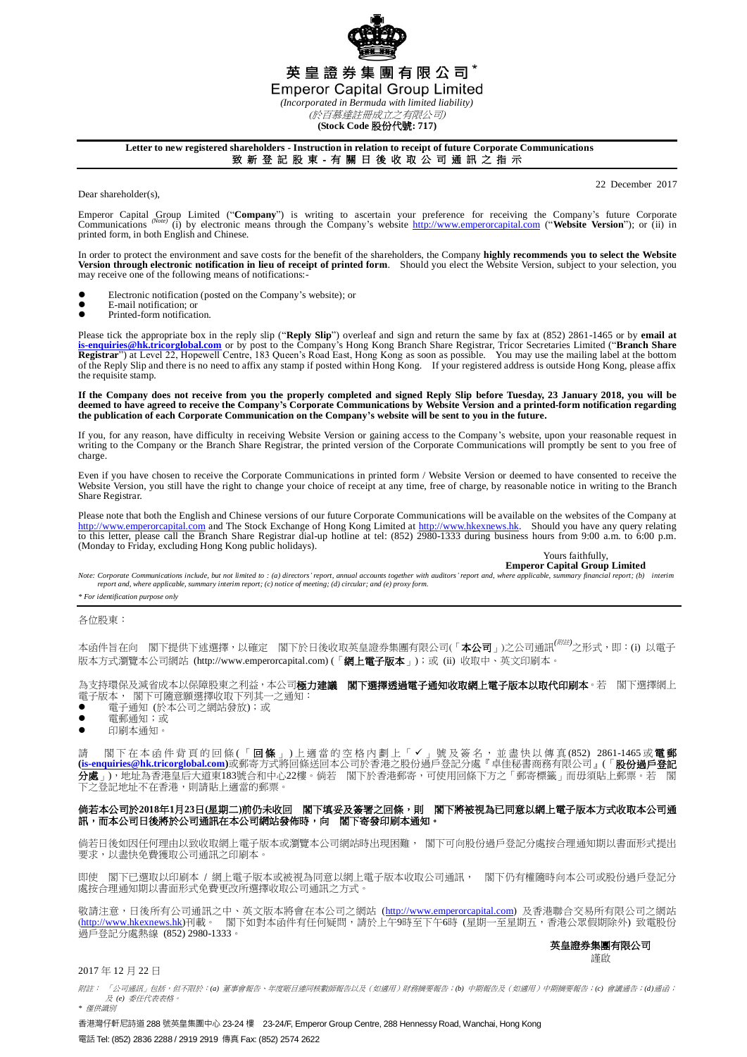# 英皇證券集團有限公司*

# Emperor Capital Group Limited

*(Incorporated in Bermuda with limited liability)*

*(於百慕達註冊成立之有限公司)*

**(Stock Code 股份代號: 717)**

**Letter to new registered shareholders - Instruction in relation to receipt of future Corporate Communications**

**致新登記股東 - 有關日後收取公司通訊之指示**

22 December 2017

Dear shareholder(s),

Emperor Capital Group Limited ("**Company**") is writing to ascertain your preference for receiving the Company's future Corporate Communications *(Note)* (i) by electronic means through the Company's website http://www.emperorcapital.com ("**Website Version**"); or (ii) in printed form, in both English and Chinese.

In order to protect the environment and save costs for the benefit of the shareholders, the Company **highly recommends you to select the Website Version through electronic notification in lieu of receipt of printed form**. Should you elect the Website Version, subject to your selection, you may receive one of the following means of notifications:-

- Electronic notification (posted on the Company's website); or
- E-mail notification; or
- Printed-form notification.

Please tick the appropriate box in the reply slip ("**Reply Slip**") overleaf and sign and return the same by fax at (852) 2861-1465 or by **email at is-enquiries@hk.tricorglobal.com** or by post to the Company's Hong Kong Branch Share Registrar, Tricor Secretaries Limited ("**Branch Share Registrar**") at Level 22, Hopewell Centre, 183 Queen's Road East, Hong Kong as soon as possible. You may use the mailing label at the bottom of the Reply Slip and there is no need to affix any stamp if posted within Hong Kong. If your registered address is outside Hong Kong, please affix the requisite stamp.

**If the Company does not receive from you the properly completed and signed Reply Slip before Tuesday, 23 January 2018, you will be deemed to have agreed to receive the Company's Corporate Communications by Website Version and a printed-form notification regarding the publication of each Corporate Communication on the Company's website will be sent to you in the future.**

If you, for any reason, have difficulty in receiving Website Version or gaining access to the Company's website, upon your reasonable request in writing to the Company or the Branch Share Registrar, the printed version of the Corporate Communications will promptly be sent to you free of charge.

Even if you have chosen to receive the Corporate Communications in printed form / Website Version or deemed to have consented to receive the Website Version, you still have the right to change your choice of receipt at any time, free of charge, by reasonable notice in writing to the Branch Share Registrar.

Please note that both the English and Chinese versions of our future Corporate Communications will be available on the websites of the Company at http://www.emperorcapital.com and The Stock Exchange of Hong Kong Limited at http://www.hkexnews.hk. Should you have any query relating to this letter, please call the Branch Share Registrar dial-up hotline at tel: (852) 2980-1333 during business hours from 9:00 a.m. to 6:00 p.m. (Monday to Friday, excluding Hong Kong public holidays).

Yours faithfully,

**Emperor Capital Group Limited**

*Note: Corporate Communications include, but not limited to : (a) directors' report, annual accounts together with auditors' report and, where applicable, summary financial report; (b) interim report and, where applicable, summary interim report; (c) notice of meeting; (d) circular; and (e) proxy form.*

*\* For identification purpose only*

---

各位股東：

本函件旨在向　閣下提供下述選擇，以確定　閣下於日後收取英皇證券集團有限公司(「**本公司**」)之公司通訊*(附註)*之形式，即：(i) 以電子版本方式瀏覽本公司網站 (http://www.emperorcapital.com) (「**網上電子版本**」)；或 (ii) 收取中、英文印刷本。

為支持環保及減省成本以保障股東之利益，本公司**極力建議　閣下選擇透過電子通知收取網上電子版本以取代印刷本**。若　閣下選擇網上電子版本，　閣下可隨意願選擇收取下列其一之通知：

- 電子通知 (於本公司之網站發放)；或
- 電郵通知；或
- 印刷本通知。

請　閣下在本函件背頁的回條(「**回條**」)上適當的空格內劃上「✓」號及簽名，並盡快以傳真(852) 2861-1465或**電郵(is-enquiries@hk.tricorglobal.com)**或郵寄方式將回條送回本公司於香港之股份過戶登記分處『卓佳秘書商務有限公司』(「**股份過戶登記分處**」)，地址為香港皇后大道東183號合和中心22樓。倘若　閣下於香港郵寄，可使用回條下方之「郵寄標籤」而毋須貼上郵票。若　閣下之登記地址不在香港，則請貼上適當的郵票。

**倘若本公司於2018年1月23日(星期二)前仍未收回　閣下填妥及簽署之回條，則　閣下將被視為已同意以網上電子版本方式收取本公司通訊，而本公司日後將於公司通訊在本公司網站發佈時，向　閣下寄發印刷本通知。**

倘若日後如因任何理由以致收取網上電子版本或瀏覽本公司網站時出現困難，　閣下可向股份過戶登記分處按合理通知期以書面形式提出要求，以盡快免費獲取公司通訊之印刷本。

即使　閣下已選取以印刷本 / 網上電子版本或被視為同意以網上電子版本收取公司通訊，　閣下仍有權隨時向本公司或股份過戶登記分處按合理通知期以書面形式免費更改所選擇收取公司通訊之方式。

敬請注意，日後所有公司通訊之中、英文版本將會在本公司之網站 (http://www.emperorcapital.com) 及香港聯合交易所有限公司之網站(http://www.hkexnews.hk)刊載。　閣下如對本函件有任何疑問，請於上午9時至下午6時 (星期一至星期五，香港公眾假期除外) 致電股份過戶登記分處熱線 (852) 2980-1333。

**英皇證券集團有限公司**

謹啟

2017 年 12 月 22 日

*附註：「公司通訊」包括，但不限於：(a) 董事會報告、年度賬目連同核數師報告以及（如適用）財務摘要報告；(b) 中期報告及（如適用）中期摘要報告；(c) 會議通告；(d) 通函；及 (e) 委任代表表格。*

*\* 僅供識別*

香港灣仔軒尼詩道 288 號英皇集團中心 23-24 樓　23-24/F, Emperor Group Centre, 288 Hennessy Road, Wanchai, Hong Kong

電話 Tel: (852) 2836 2288 / 2919 2919 傳真 Fax: (852) 2574 2622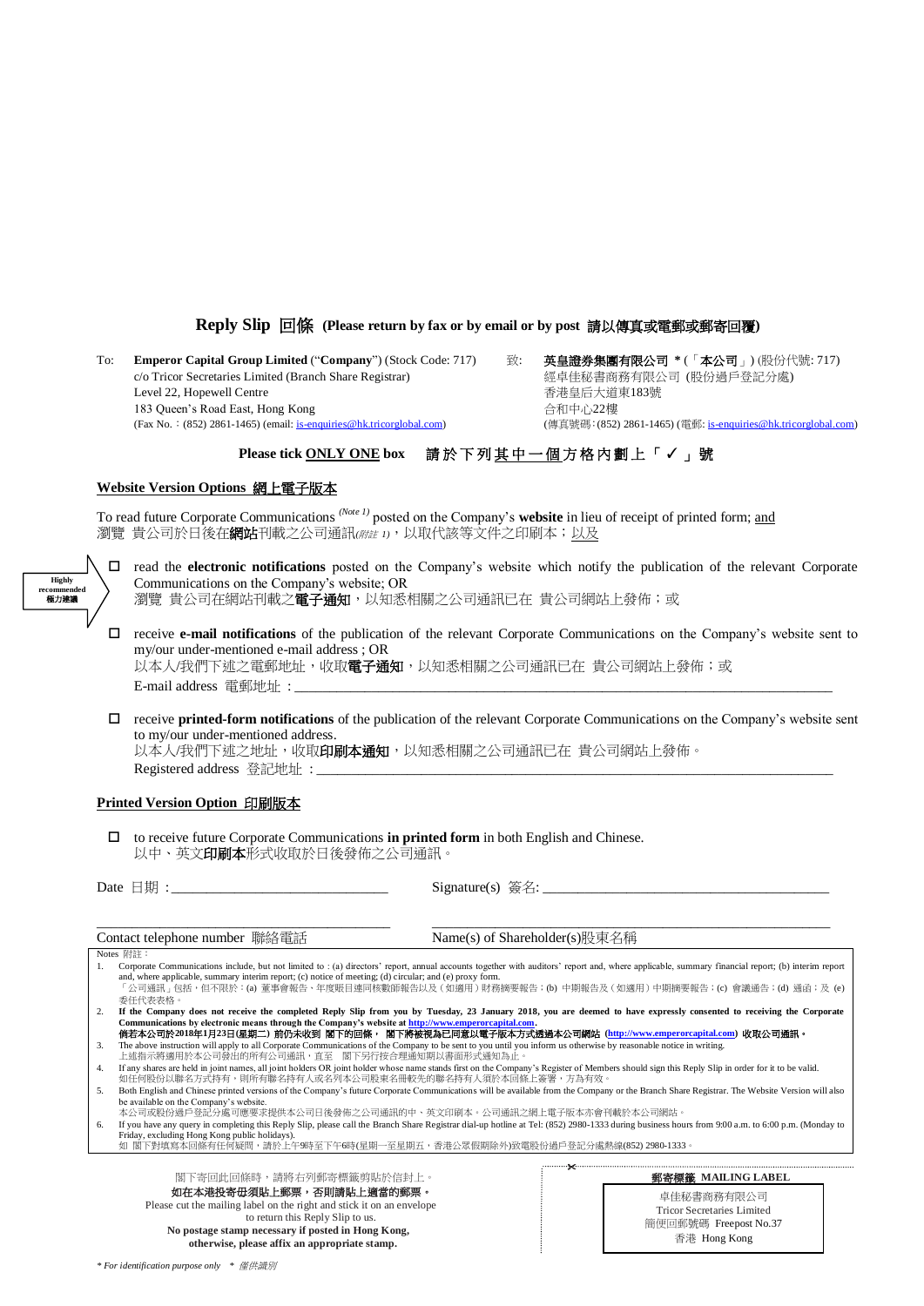## Reply Slip 回條 (Please return by fax or by email or by post 請以傳真或電郵或郵寄回覆)

To: **Emperor Capital Group Limited** ("**Company**") (Stock Code: 717)
c/o Tricor Secretaries Limited (Branch Share Registrar)
Level 22, Hopewell Centre
183 Queen's Road East, Hong Kong
(Fax No.：(852) 2861-1465) (email: is-enquiries@hk.tricorglobal.com)

致: **英皇證券集團有限公司** *(「**本公司**」) (股份代號: 717)
經卓佳秘書商務有限公司 (股份過戶登記分處)
香港皇后大道東183號
合和中心22樓
(傳真號碼: (852) 2861-1465) (電郵: is-enquiries@hk.tricorglobal.com)

**Please tick ONLY ONE box** 請於下列其中一個方格內劃上「✓」號

### Website Version Options 網上電子版本

To read future Corporate Communications (Note 1) posted on the Company's **website** in lieu of receipt of printed form; and
瀏覽 貴公司於日後在**網站**刊載之公司通訊(附註 1)，以取代該等文件之印刷本；以及

Highly recommended 極力建議

☐ read the **electronic notifications** posted on the Company's website which notify the publication of the relevant Corporate Communications on the Company's website; OR
瀏覽 貴公司在網站刊載之**電子通知**，以知悉相關之公司通訊已在 貴公司網站上發佈；或

☐ receive **e-mail notifications** of the publication of the relevant Corporate Communications on the Company's website sent to my/our under-mentioned e-mail address ; OR
以本人/我們下述之電郵地址，收取**電子通知**，以知悉相關之公司通訊已在 貴公司網站上發佈；或
E-mail address 電郵地址：\_\_\_\_\_\_\_\_\_\_\_\_\_\_\_\_\_\_\_\_\_\_\_\_\_\_\_\_\_\_

☐ receive **printed-form notifications** of the publication of the relevant Corporate Communications on the Company's website sent to my/our under-mentioned address.
以本人/我們下述之地址，收取**印刷本通知**，以知悉相關之公司通訊已在 貴公司網站上發佈。
Registered address 登記地址：\_\_\_\_\_\_\_\_\_\_\_\_\_\_\_\_\_\_\_\_\_\_\_\_\_\_\_\_\_\_

### Printed Version Option 印刷版本

☐ to receive future Corporate Communications **in printed form** in both English and Chinese.
以中、英文**印刷本**形式收取於日後發佈之公司通訊。

Date 日期：\_\_\_\_\_\_\_\_\_\_\_\_\_\_\_\_\_\_\_\_ Signature(s) 簽名: \_\_\_\_\_\_\_\_\_\_\_\_\_\_\_\_\_\_\_\_

Contact telephone number 聯絡電話 \_\_\_\_\_\_\_\_\_\_\_\_\_\_\_\_\_\_\_\_ Name(s) of Shareholder(s)股東名稱 \_\_\_\_\_\_\_\_\_\_\_\_\_\_\_\_\_\_\_\_

Notes 附註：

1. Corporate Communications include, but not limited to : (a) directors' report, annual accounts together with auditors' report and, where applicable, summary financial report; (b) interim report and, where applicable, summary interim report; (c) notice of meeting; (d) circular; and (e) proxy form.
「公司通訊」包括，但不限於：(a) 董事會報告、年度賬目連同核數師報告以及（如適用）財務摘要報告；(b) 中期報告及（如適用）中期摘要報告；(c) 會議通告；(d) 通函；及 (e) 委任代表表格。
2. **If the Company does not receive the completed Reply Slip from you by Tuesday, 23 January 2018, you are deemed to have expressly consented to receiving the Corporate Communications by electronic means through the Company's website at http://www.emperorcapital.com.**
**倘若本公司於2018年1月23日(星期二) 前仍未收到 閣下的回條， 閣下將被視為已同意以電子版本方式透過本公司網站 (http://www.emperorcapital.com) 收取公司通訊。**
3. The above instruction will apply to all Corporate Communications of the Company to be sent to you until you inform us otherwise by reasonable notice in writing.
上述指示將適用於本公司發出的所有公司通訊，直至 閣下另行按合理通知期以書面形式通知為止。
4. If any shares are held in joint names, all joint holders OR joint holder whose name stands first on the Company's Register of Members should sign this Reply Slip in order for it to be valid.
如任何股份以聯名方式持有，則所有聯名持有人或名列本公司股東名冊較先的聯名持有人須於本回條上簽署，方為有效。
5. Both English and Chinese printed versions of the Company's future Corporate Communications will be available from the Company or the Branch Share Registrar. The Website Version will also be available on the Company's website.
本公司或股份過戶登記分處可應要求提供本公司日後發佈之公司通訊的中、英文印刷本。公司通訊之網上電子版本亦會刊載於本公司網站。
6. If you have any query in completing this Reply Slip, please call the Branch Share Registrar dial-up hotline at Tel: (852) 2980-1333 during business hours from 9:00 a.m. to 6:00 p.m. (Monday to Friday, excluding Hong Kong public holidays).
如 閣下對填寫本回條有任何疑問，請於上午9時至下午6時(星期一至星期五，香港公眾假期除外)致電股份過戶登記分處熱線(852) 2980-1333。

閣下寄回此回條時，請將右列郵寄標籤剪貼於信封上。
**如在本港投寄毋須貼上郵票，否則請貼上適當的郵票。**
Please cut the mailing label on the right and stick it on an envelope to return this Reply Slip to us.
**No postage stamp necessary if posted in Hong Kong, otherwise, please affix an appropriate stamp.**

**郵寄標籤 MAILING LABEL**
卓佳秘書商務有限公司
Tricor Secretaries Limited
簡便回郵號碼 Freepost No.37
香港 Hong Kong

*\* For identification purpose only \* 僅供識別*